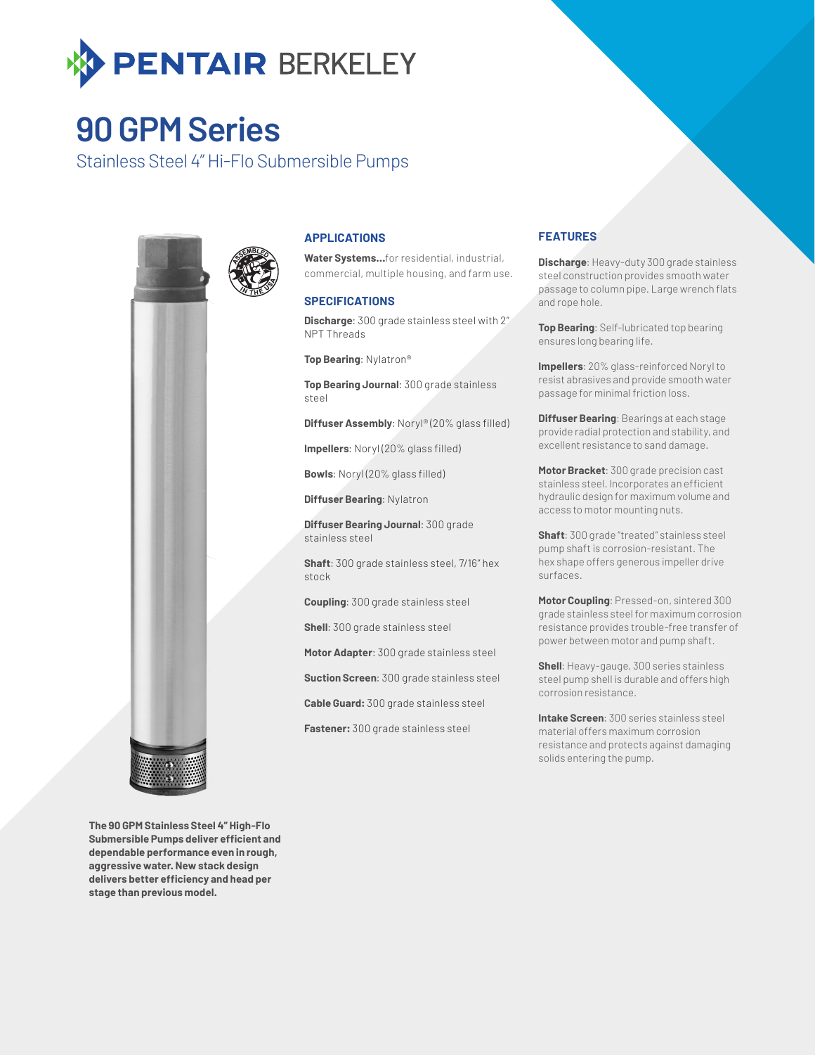PENTAIR BERKELEY

# 90 GPM Series

## Stainless Steel 4" Hi-Flo Submersible Pumps

ASSEMBLED IN THE USA

### APPLICATIONS

**Water Systems...**for residential, industrial, commercial, multiple housing, and farm use.

### SPECIFICATIONS

**Discharge**: 300 grade stainless steel with 2" NPT Threads

**Top Bearing**: Nylatron®

**Top Bearing Journal**: 300 grade stainless steel

**Diffuser Assembly**: Noryl® (20% glass filled)

**Impellers**: Noryl (20% glass filled)

**Bowls**: Noryl (20% glass filled)

**Diffuser Bearing**: Nylatron

**Diffuser Bearing Journal**: 300 grade stainless steel

**Shaft**: 300 grade stainless steel, 7/16" hex stock

**Coupling**: 300 grade stainless steel

**Shell**: 300 grade stainless steel

**Motor Adapter**: 300 grade stainless steel

**Suction Screen**: 300 grade stainless steel

**Cable Guard:** 300 grade stainless steel

**Fastener:** 300 grade stainless steel

### FEATURES

**Discharge**: Heavy-duty 300 grade stainless steel construction provides smooth water passage to column pipe. Large wrench flats and rope hole.

**Top Bearing**: Self-lubricated top bearing ensures long bearing life.

**Impellers**: 20% glass-reinforced Noryl to resist abrasives and provide smooth water passage for minimal friction loss.

**Diffuser Bearing**: Bearings at each stage provide radial protection and stability, and excellent resistance to sand damage.

**Motor Bracket**: 300 grade precision cast stainless steel. Incorporates an efficient hydraulic design for maximum volume and access to motor mounting nuts.

**Shaft**: 300 grade "treated" stainless steel pump shaft is corrosion-resistant. The hex shape offers generous impeller drive surfaces.

**Motor Coupling**: Pressed-on, sintered 300 grade stainless steel for maximum corrosion resistance provides trouble-free transfer of power between motor and pump shaft.

**Shell**: Heavy-gauge, 300 series stainless steel pump shell is durable and offers high corrosion resistance.

**Intake Screen**: 300 series stainless steel material offers maximum corrosion resistance and protects against damaging solids entering the pump.

**The 90 GPM Stainless Steel 4" High-Flo Submersible Pumps deliver efficient and dependable performance even in rough, aggressive water. New stack design delivers better efficiency and head per stage than previous model.**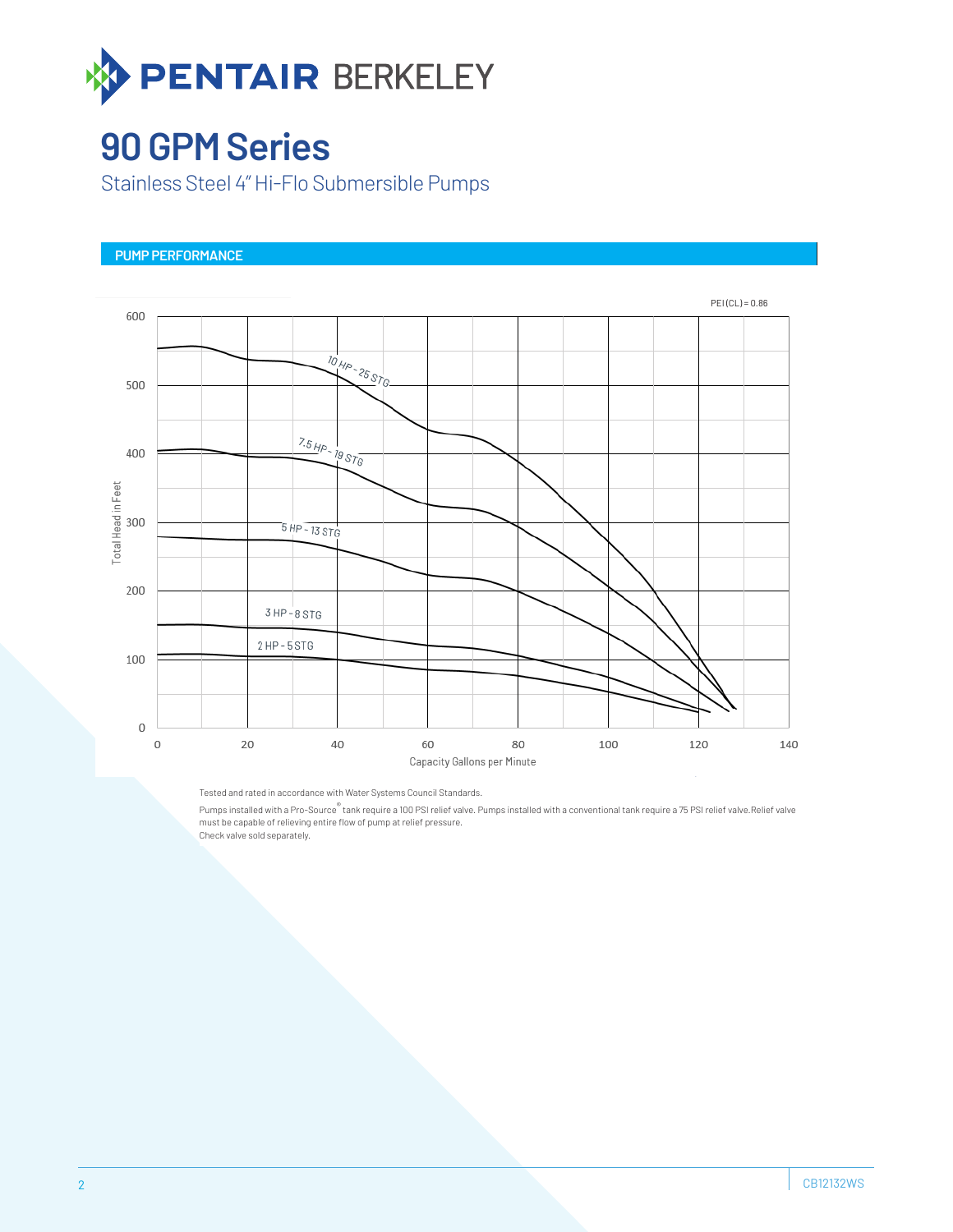# 90 GPM Series

Stainless Steel 4" Hi-Flo Submersible Pumps

## PUMP PERFORMANCE

PEI(CL) = 0.86

10 HP - 25 STG

7.5 HP - 19 STG

5 HP - 13 STG

3 HP - 8 STG

2 HP - 5 STG

Total Head in Feet

600
500
400
300
200
100
0

0
20
40
60
80
100
120
140

Capacity Gallons per Minute

Tested and rated in accordance with Water Systems Council Standards.

Pumps installed with a Pro-Source® tank require a 100 PSI relief valve. Pumps installed with a conventional tank require a 75 PSI relief valve. Relief valve must be capable of relieving entire flow of pump at relief pressure.

Check valve sold separately.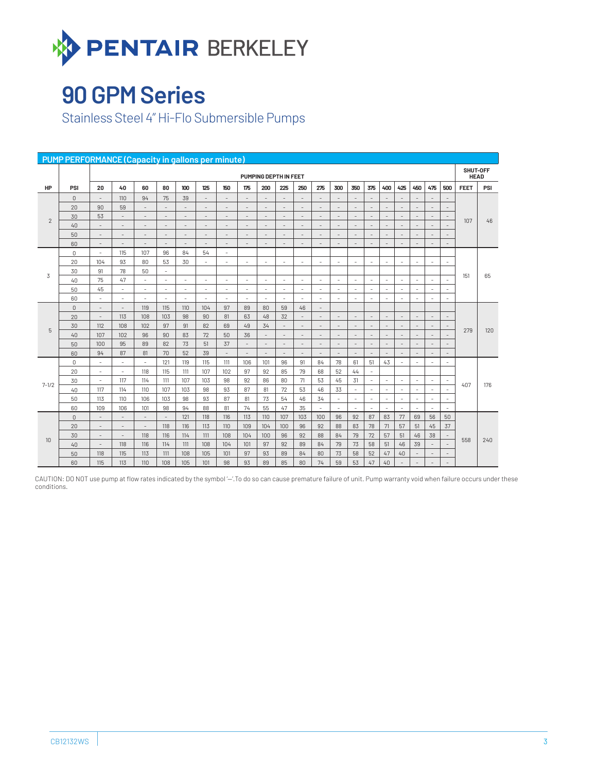# PENTAIR BERKELEY

# 90 GPM Series

## Stainless Steel 4" Hi-Flo Submersible Pumps

**PUMP PERFORMANCE (Capacity in gallons per minute)**

| | | PUMPING DEPTH IN FEET | | | | | | | | | | | | | | | | | | | | SHUT-OFF HEAD | |
|---|---|---|---|---|---|---|---|---|---|---|---|---|---|---|---|---|---|---|---|---|---|---|---|
| **HP** | **PSI** | **20** | **40** | **60** | **80** | **100** | **125** | **150** | **175** | **200** | **225** | **250** | **275** | **300** | **350** | **375** | **400** | **425** | **450** | **475** | **500** | **FEET** | **PSI** |
| 2 | 0 | - | 110 | 94 | 75 | 39 | - | - | - | - | - | - | - | - | - | - | - | - | - | - | - | 107 | 46 |
| | 20 | 90 | 59 | - | - | - | - | - | - | - | - | - | - | - | - | - | - | - | - | - | - | | |
| | 30 | 53 | - | - | - | - | - | - | - | - | - | - | - | - | - | - | - | - | - | - | - | | |
| | 40 | - | - | - | - | - | - | - | - | - | - | - | - | - | - | - | - | - | - | - | - | | |
| | 50 | - | - | - | - | - | - | - | - | - | - | - | - | - | - | - | - | - | - | - | - | | |
| | 60 | - | - | - | - | - | - | - | - | - | - | - | - | - | - | - | - | - | - | - | - | | |
| 3 | 0 | - | 115 | 107 | 96 | 84 | 54 | - | | | | | | | | | | | | | | 151 | 65 |
| | 20 | 104 | 93 | 80 | 53 | 30 | - | | - | - | - | - | - | - | - | - | - | - | - | - | - | | |
| | 30 | 91 | 78 | 50 | - | | | | | | | | | | | | | | | | | | |
| | 40 | 75 | 47 | - | - | - | - | - | - | - | - | - | - | - | - | - | - | - | - | - | - | | |
| | 50 | 45 | - | - | - | - | - | - | - | - | - | - | - | - | - | - | - | - | - | - | - | | |
| | 60 | - | - | - | - | - | - | - | - | - | - | - | - | - | - | - | - | - | - | - | - | | |
| 5 | 0 | - | - | 119 | 115 | 110 | 104 | 97 | 89 | 80 | 59 | 46 | - | | | | | | | | | 279 | 120 |
| | 20 | - | 113 | 108 | 103 | 98 | 90 | 81 | 63 | 48 | 32 | - | - | - | - | - | - | - | - | - | - | | |
| | 30 | 112 | 108 | 102 | 97 | 91 | 82 | 69 | 49 | 34 | - | - | - | - | - | - | - | - | - | - | - | | |
| | 40 | 107 | 102 | 96 | 90 | 83 | 72 | 50 | 36 | - | - | - | - | - | - | - | - | - | - | - | - | | |
| | 50 | 100 | 95 | 89 | 82 | 73 | 51 | 37 | - | - | - | - | - | - | - | - | - | - | - | - | - | | |
| | 60 | 94 | 87 | 81 | 70 | 52 | 39 | - | - | - | - | - | - | - | - | - | - | - | - | - | - | | |
| 7-1/2 | 0 | - | - | - | 121 | 119 | 115 | 111 | 106 | 101 | 96 | 91 | 84 | 78 | 61 | 51 | 43 | - | - | - | - | 407 | 176 |
| | 20 | - | - | 118 | 115 | 111 | 107 | 102 | 97 | 92 | 85 | 79 | 68 | 52 | 44 | - | | | | | | | |
| | 30 | - | 117 | 114 | 111 | 107 | 103 | 98 | 92 | 86 | 80 | 71 | 53 | 45 | 31 | - | - | - | - | - | - | | |
| | 40 | 117 | 114 | 110 | 107 | 103 | 98 | 93 | 87 | 81 | 72 | 53 | 46 | 33 | - | - | - | - | - | - | - | | |
| | 50 | 113 | 110 | 106 | 103 | 98 | 93 | 87 | 81 | 73 | 54 | 46 | 34 | - | - | - | - | - | - | - | - | | |
| | 60 | 109 | 106 | 101 | 98 | 94 | 88 | 81 | 74 | 55 | 47 | 35 | - | - | - | - | - | - | - | - | - | | |
| 10 | 0 | - | - | - | - | 121 | 118 | 116 | 113 | 110 | 107 | 103 | 100 | 96 | 92 | 87 | 83 | 77 | 69 | 56 | 50 | 558 | 240 |
| | 20 | - | - | - | 118 | 116 | 113 | 110 | 109 | 104 | 100 | 96 | 92 | 88 | 83 | 78 | 71 | 57 | 51 | 45 | 37 | | |
| | 30 | - | - | 118 | 116 | 114 | 111 | 108 | 104 | 100 | 96 | 92 | 88 | 84 | 79 | 72 | 57 | 51 | 46 | 38 | - | | |
| | 40 | - | 118 | 116 | 114 | 111 | 108 | 104 | 101 | 97 | 92 | 89 | 84 | 79 | 73 | 58 | 51 | 46 | 39 | - | - | | |
| | 50 | 118 | 115 | 113 | 111 | 108 | 105 | 101 | 97 | 93 | 89 | 84 | 80 | 73 | 58 | 52 | 47 | 40 | - | - | - | | |
| | 60 | 115 | 113 | 110 | 108 | 105 | 101 | 98 | 93 | 89 | 85 | 80 | 74 | 59 | 53 | 47 | 40 | - | - | - | - | | |

CAUTION: DO NOT use pump at flow rates indicated by the symbol '—'. To do so can cause premature failure of unit. Pump warranty void when failure occurs under these conditions.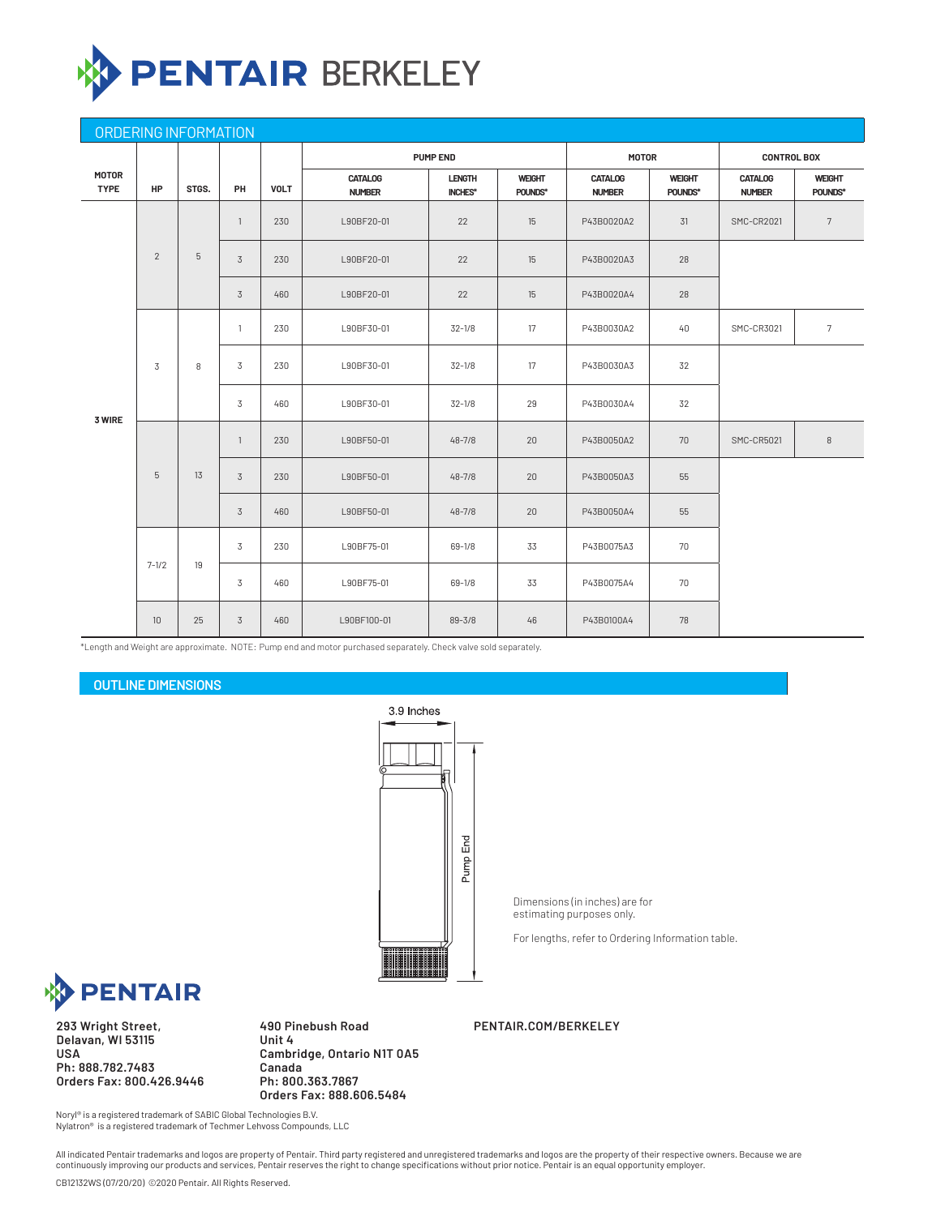# PENTAIR BERKELEY

## ORDERING INFORMATION

| MOTOR TYPE | HP | STGS. | PH | VOLT | PUMP END | | | MOTOR | | CONTROL BOX | |
|---|---|---|---|---|---|---|---|---|---|---|---|
| | | | | | CATALOG NUMBER | LENGTH INCHES* | WEIGHT POUNDS* | CATALOG NUMBER | WEIGHT POUNDS* | CATALOG NUMBER | WEIGHT POUNDS* |
| 3 WIRE | 2 | 5 | 1 | 230 | L90BF20-01 | 22 | 15 | P43B0020A2 | 31 | SMC-CR2021 | 7 |
| | | | 3 | 230 | L90BF20-01 | 22 | 15 | P43B0020A3 | 28 | | |
| | | | 3 | 460 | L90BF20-01 | 22 | 15 | P43B0020A4 | 28 | | |
| | 3 | 8 | 1 | 230 | L90BF30-01 | 32-1/8 | 17 | P43B0030A2 | 40 | SMC-CR3021 | 7 |
| | | | 3 | 230 | L90BF30-01 | 32-1/8 | 17 | P43B0030A3 | 32 | | |
| | | | 3 | 460 | L90BF30-01 | 32-1/8 | 29 | P43B0030A4 | 32 | | |
| | 5 | 13 | 1 | 230 | L90BF50-01 | 48-7/8 | 20 | P43B0050A2 | 70 | SMC-CR5021 | 8 |
| | | | 3 | 230 | L90BF50-01 | 48-7/8 | 20 | P43B0050A3 | 55 | | |
| | | | 3 | 460 | L90BF50-01 | 48-7/8 | 20 | P43B0050A4 | 55 | | |
| | 7-1/2 | 19 | 3 | 230 | L90BF75-01 | 69-1/8 | 33 | P43B0075A3 | 70 | | |
| | | | 3 | 460 | L90BF75-01 | 69-1/8 | 33 | P43B0075A4 | 70 | | |
| | 10 | 25 | 3 | 460 | L90BF100-01 | 89-3/8 | 46 | P43B0100A4 | 78 | | |

*Length and Weight are approximate. NOTE: Pump end and motor purchased separately. Check valve sold separately.

## OUTLINE DIMENSIONS

3.9 Inches

Pump End

Dimensions (in inches) are for estimating purposes only.

For lengths, refer to Ordering Information table.

**PENTAIR**

**293 Wright Street,**
**Delavan, WI 53115**
**USA**
**Ph: 888.782.7483**
**Orders Fax: 800.426.9446**

**490 Pinebush Road**
**Unit 4**
**Cambridge, Ontario N1T 0A5**
**Canada**
**Ph: 800.363.7867**
**Orders Fax: 888.606.5484**

**PENTAIR.COM/BERKELEY**

Noryl® is a registered trademark of SABIC Global Technologies B.V.
Nylatron® is a registered trademark of Techmer Lehvoss Compounds, LLC

All indicated Pentair trademarks and logos are property of Pentair. Third party registered and unregistered trademarks and logos are the property of their respective owners. Because we are continuously improving our products and services, Pentair reserves the right to change specifications without prior notice. Pentair is an equal opportunity employer.

CB12132WS (07/20/20) ©2020 Pentair. All Rights Reserved.